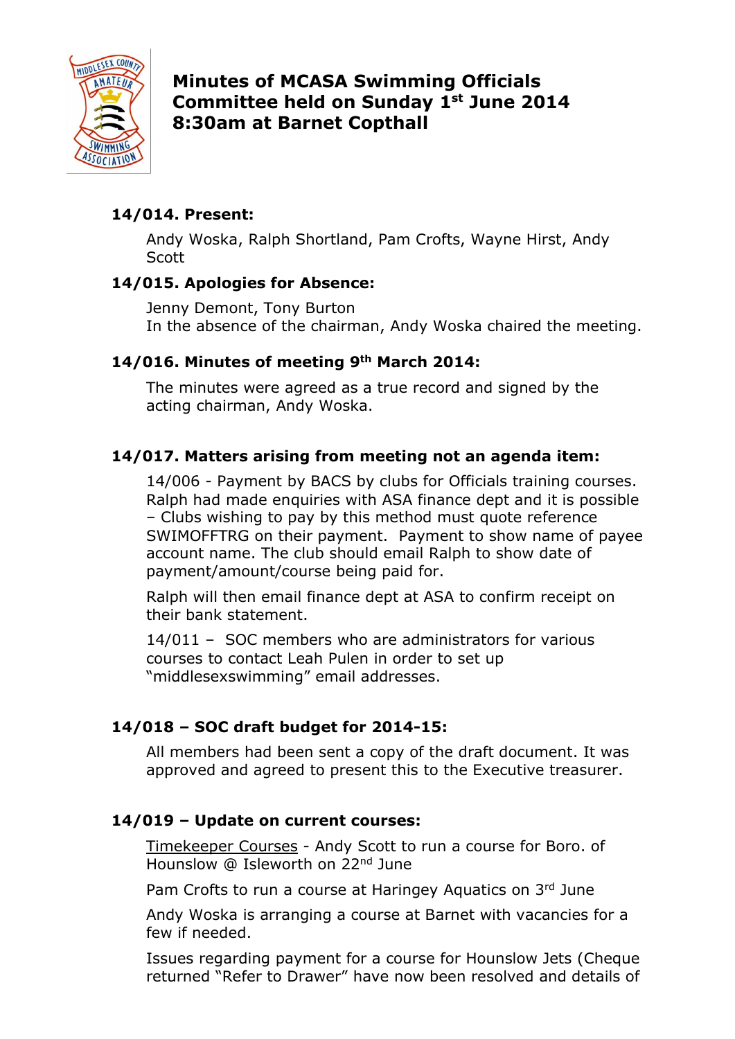# Minutes of MCASA Swimming Officials Committee held on Sunday 1st June 2014 8:30am at Barnet Copthall

### 14/014. Present:

Andy Woska, Ralph Shortland, Pam Crofts, Wayne Hirst, Andy Scott

### 14/015. Apologies for Absence:

Jenny Demont, Tony Burton
In the absence of the chairman, Andy Woska chaired the meeting.

### 14/016. Minutes of meeting 9th March 2014:

The minutes were agreed as a true record and signed by the acting chairman, Andy Woska.

### 14/017. Matters arising from meeting not an agenda item:

14/006 - Payment by BACS by clubs for Officials training courses. Ralph had made enquiries with ASA finance dept and it is possible – Clubs wishing to pay by this method must quote reference SWIMOFFTRG on their payment. Payment to show name of payee account name. The club should email Ralph to show date of payment/amount/course being paid for.

Ralph will then email finance dept at ASA to confirm receipt on their bank statement.

14/011 – SOC members who are administrators for various courses to contact Leah Pulen in order to set up "middlesexswimming" email addresses.

### 14/018 – SOC draft budget for 2014-15:

All members had been sent a copy of the draft document. It was approved and agreed to present this to the Executive treasurer.

### 14/019 – Update on current courses:

<u>Timekeeper Courses</u> - Andy Scott to run a course for Boro. of Hounslow @ Isleworth on 22nd June

Pam Crofts to run a course at Haringey Aquatics on 3rd June

Andy Woska is arranging a course at Barnet with vacancies for a few if needed.

Issues regarding payment for a course for Hounslow Jets (Cheque returned "Refer to Drawer" have now been resolved and details of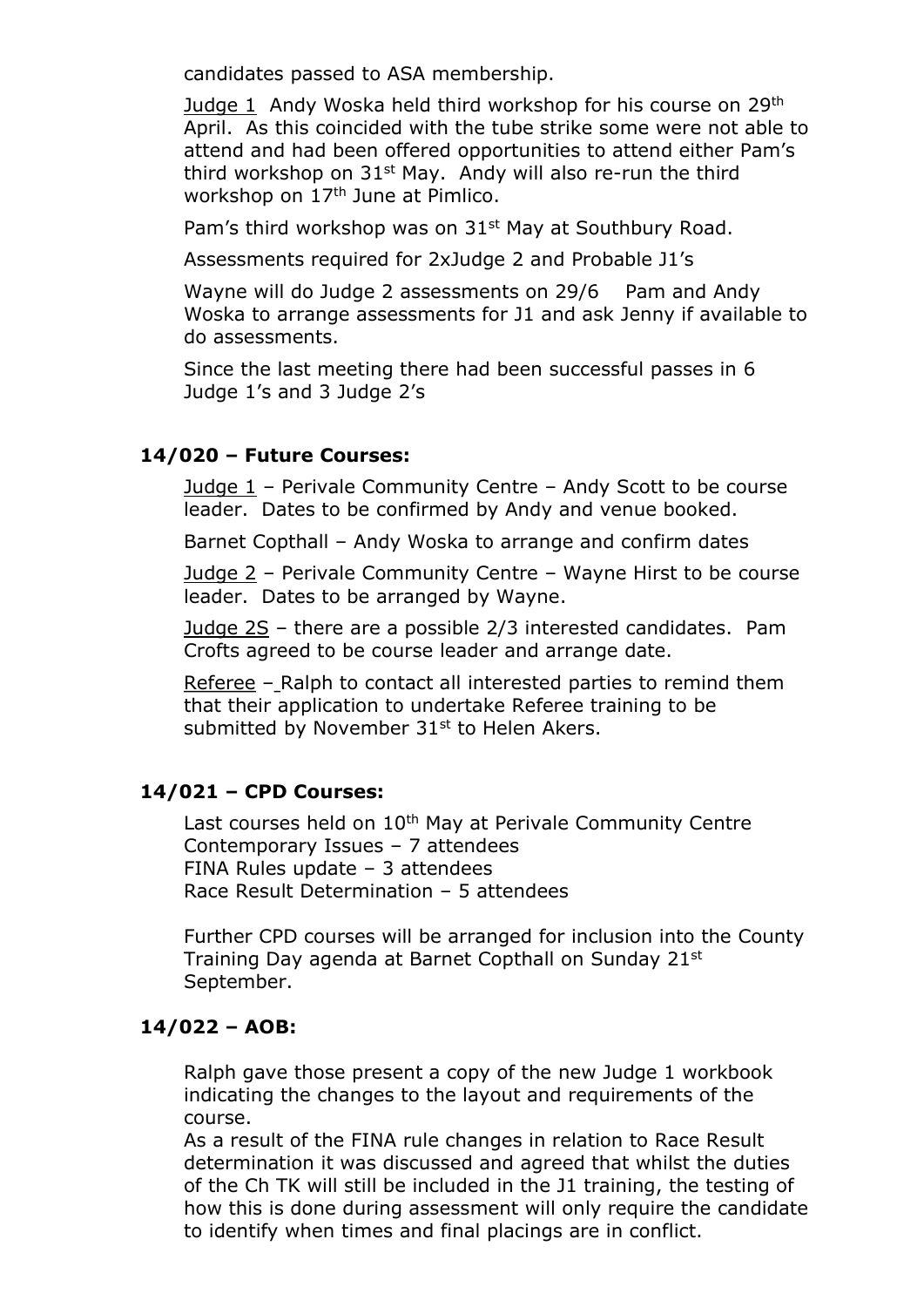candidates passed to ASA membership.

Judge 1  Andy Woska held third workshop for his course on 29th April. As this coincided with the tube strike some were not able to attend and had been offered opportunities to attend either Pam's third workshop on 31st May. Andy will also re-run the third workshop on 17th June at Pimlico.

Pam's third workshop was on 31st May at Southbury Road.

Assessments required for 2xJudge 2 and Probable J1's

Wayne will do Judge 2 assessments on 29/6   Pam and Andy Woska to arrange assessments for J1 and ask Jenny if available to do assessments.

Since the last meeting there had been successful passes in 6 Judge 1's and 3 Judge 2's

**14/020 – Future Courses:**

Judge 1 – Perivale Community Centre – Andy Scott to be course leader. Dates to be confirmed by Andy and venue booked.

Barnet Copthall – Andy Woska to arrange and confirm dates

Judge 2 – Perivale Community Centre – Wayne Hirst to be course leader. Dates to be arranged by Wayne.

Judge 2S – there are a possible 2/3 interested candidates. Pam Crofts agreed to be course leader and arrange date.

Referee – Ralph to contact all interested parties to remind them that their application to undertake Referee training to be submitted by November 31st to Helen Akers.

**14/021 – CPD Courses:**

Last courses held on 10th May at Perivale Community Centre
Contemporary Issues – 7 attendees
FINA Rules update – 3 attendees
Race Result Determination – 5 attendees

Further CPD courses will be arranged for inclusion into the County Training Day agenda at Barnet Copthall on Sunday 21st September.

**14/022 – AOB:**

Ralph gave those present a copy of the new Judge 1 workbook indicating the changes to the layout and requirements of the course.
As a result of the FINA rule changes in relation to Race Result determination it was discussed and agreed that whilst the duties of the Ch TK will still be included in the J1 training, the testing of how this is done during assessment will only require the candidate to identify when times and final placings are in conflict.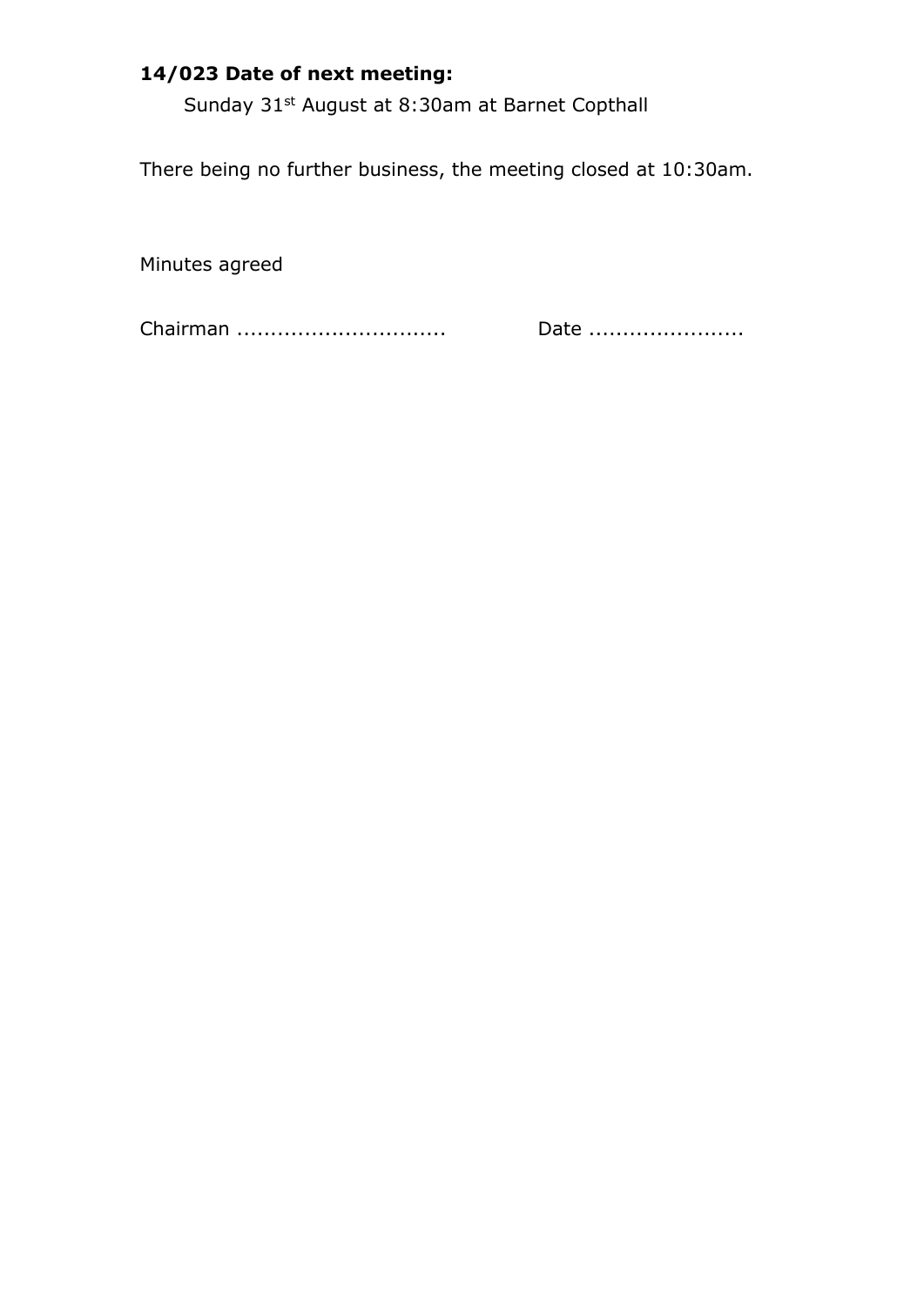**14/023 Date of next meeting:**

Sunday 31st August at 8:30am at Barnet Copthall

There being no further business, the meeting closed at 10:30am.

Minutes agreed

Chairman .............................. Date ......................